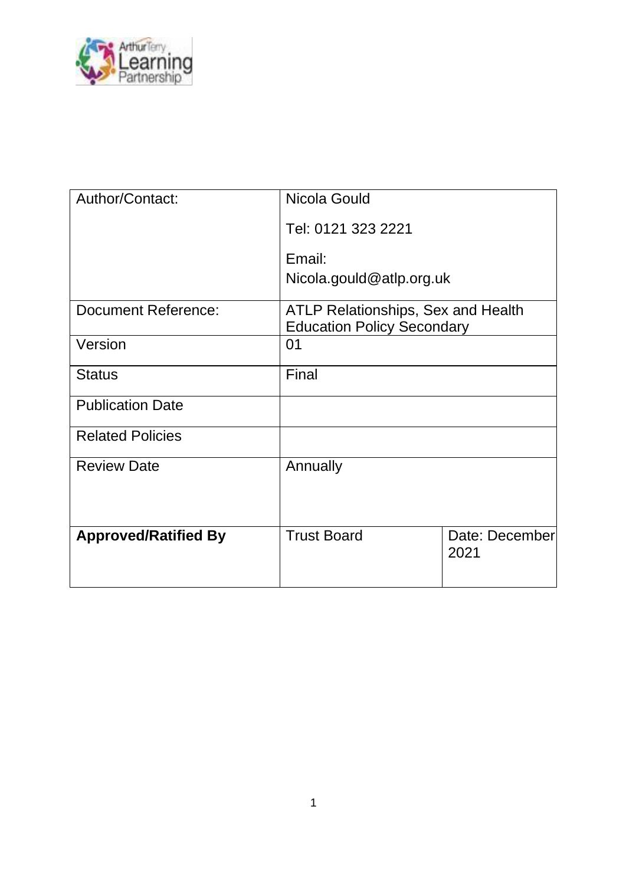| Author/Contact: | Nicola Gould<br><br>Tel: 0121 323 2221<br><br>Email:<br>Nicola.gould@atlp.org.uk | |
|---|---|---|
| Document Reference: | ATLP Relationships, Sex and Health Education Policy Secondary | |
| Version | 01 | |
| Status | Final | |
| Publication Date | | |
| Related Policies | | |
| Review Date | Annually | |
| **Approved/Ratified By** | Trust Board | Date: December 2021 |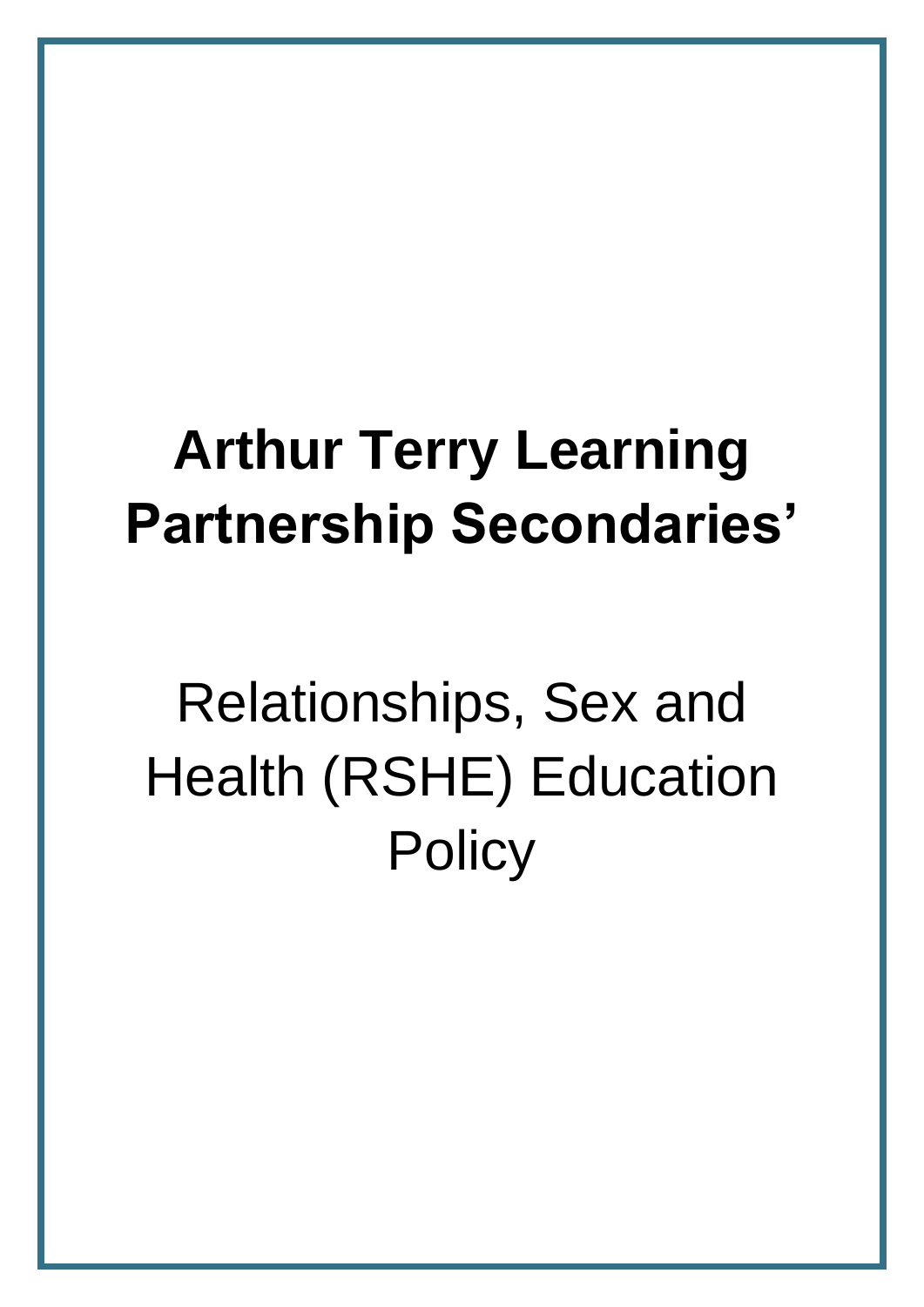# Arthur Terry Learning Partnership Secondaries'

## Relationships, Sex and Health (RSHE) Education Policy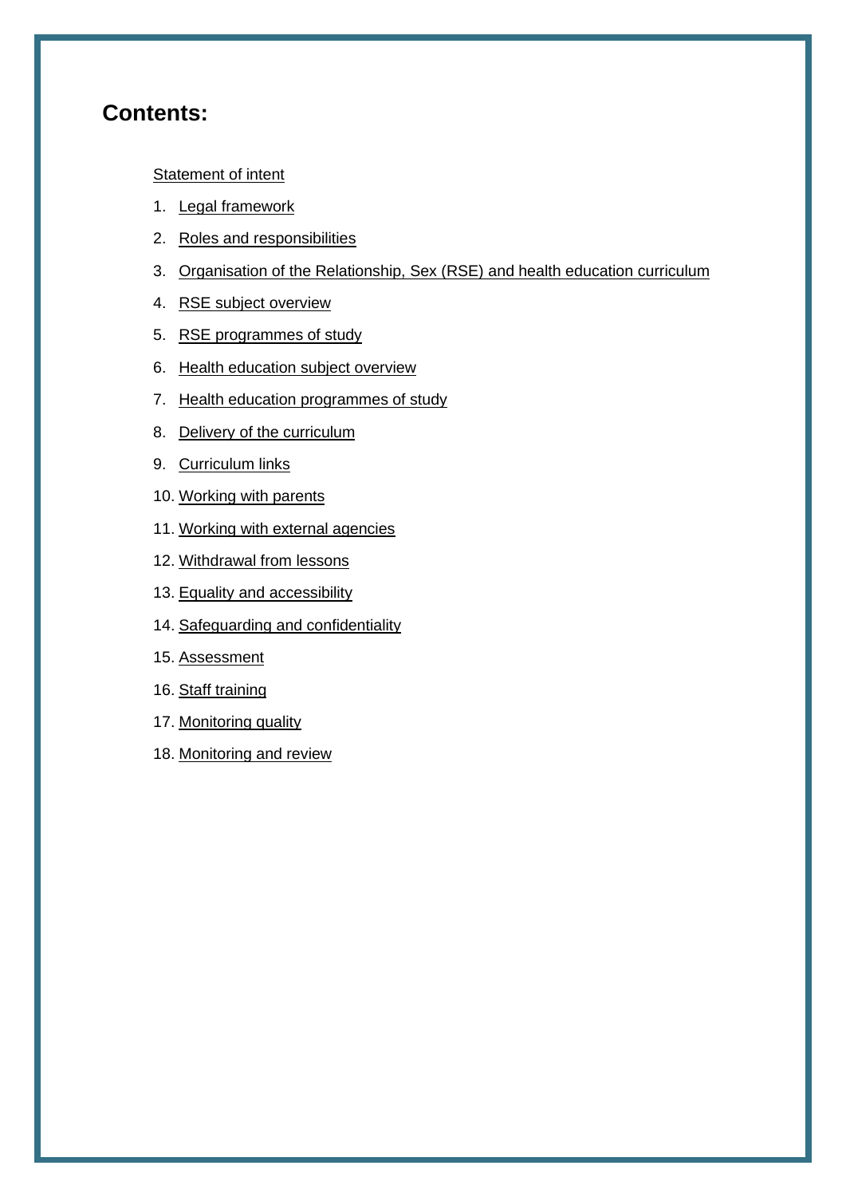## Contents:

Statement of intent

1. Legal framework
2. Roles and responsibilities
3. Organisation of the Relationship, Sex (RSE) and health education curriculum
4. RSE subject overview
5. RSE programmes of study
6. Health education subject overview
7. Health education programmes of study
8. Delivery of the curriculum
9. Curriculum links
10. Working with parents
11. Working with external agencies
12. Withdrawal from lessons
13. Equality and accessibility
14. Safeguarding and confidentiality
15. Assessment
16. Staff training
17. Monitoring quality
18. Monitoring and review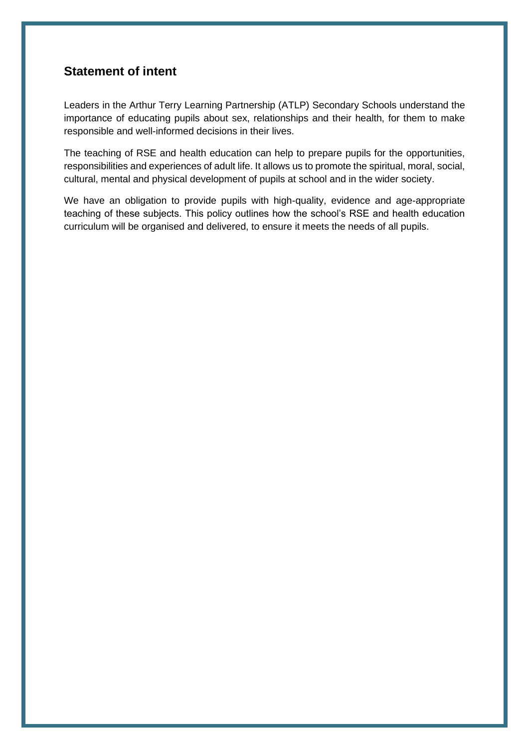## Statement of intent

Leaders in the Arthur Terry Learning Partnership (ATLP) Secondary Schools understand the importance of educating pupils about sex, relationships and their health, for them to make responsible and well-informed decisions in their lives.

The teaching of RSE and health education can help to prepare pupils for the opportunities, responsibilities and experiences of adult life. It allows us to promote the spiritual, moral, social, cultural, mental and physical development of pupils at school and in the wider society.

We have an obligation to provide pupils with high-quality, evidence and age-appropriate teaching of these subjects. This policy outlines how the school's RSE and health education curriculum will be organised and delivered, to ensure it meets the needs of all pupils.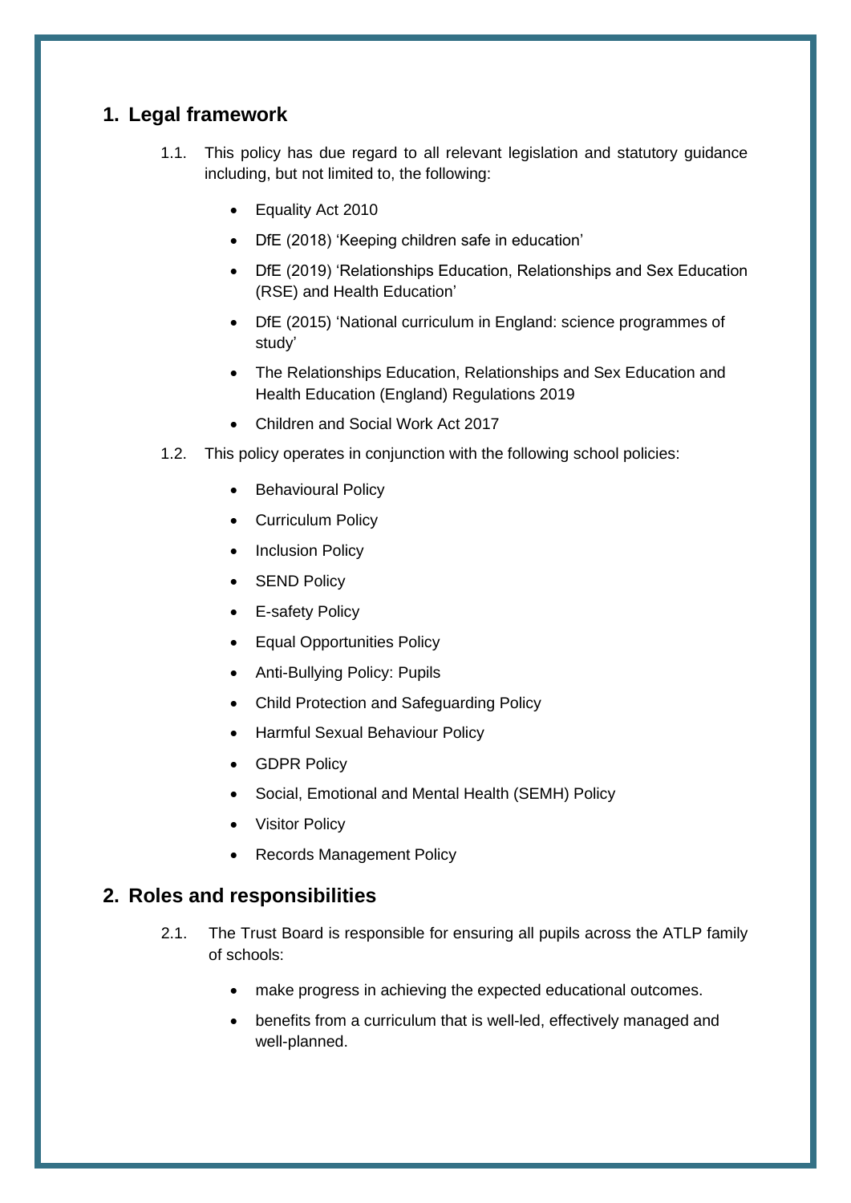## 1. Legal framework

1.1. This policy has due regard to all relevant legislation and statutory guidance including, but not limited to, the following:

- Equality Act 2010
- DfE (2018) 'Keeping children safe in education'
- DfE (2019) 'Relationships Education, Relationships and Sex Education (RSE) and Health Education'
- DfE (2015) 'National curriculum in England: science programmes of study'
- The Relationships Education, Relationships and Sex Education and Health Education (England) Regulations 2019
- Children and Social Work Act 2017

1.2. This policy operates in conjunction with the following school policies:

- Behavioural Policy
- Curriculum Policy
- Inclusion Policy
- SEND Policy
- E-safety Policy
- Equal Opportunities Policy
- Anti-Bullying Policy: Pupils
- Child Protection and Safeguarding Policy
- Harmful Sexual Behaviour Policy
- GDPR Policy
- Social, Emotional and Mental Health (SEMH) Policy
- Visitor Policy
- Records Management Policy

## 2. Roles and responsibilities

2.1. The Trust Board is responsible for ensuring all pupils across the ATLP family of schools:

- make progress in achieving the expected educational outcomes.
- benefits from a curriculum that is well-led, effectively managed and well-planned.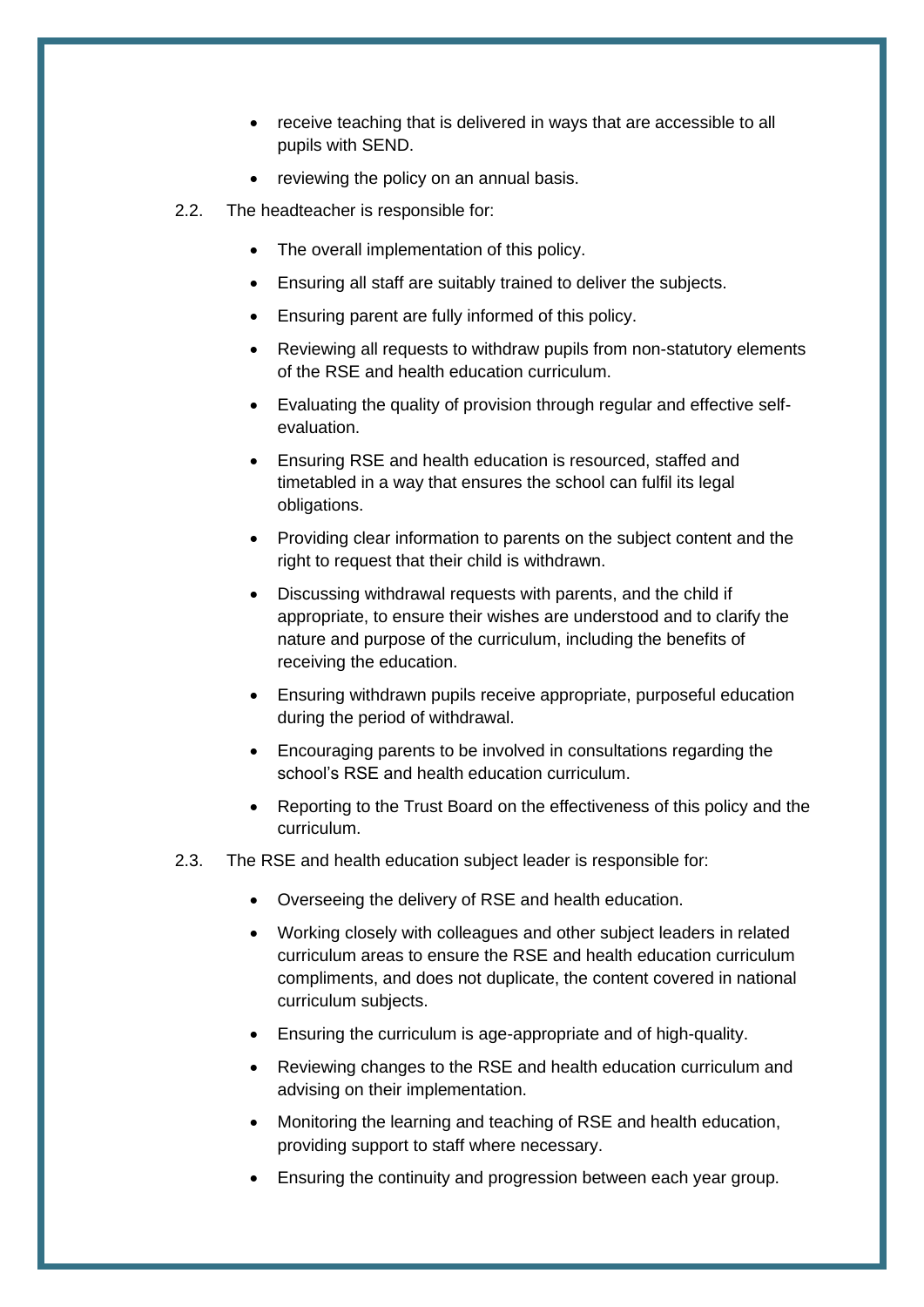- receive teaching that is delivered in ways that are accessible to all pupils with SEND.
- reviewing the policy on an annual basis.

2.2. The headteacher is responsible for:

- The overall implementation of this policy.
- Ensuring all staff are suitably trained to deliver the subjects.
- Ensuring parent are fully informed of this policy.
- Reviewing all requests to withdraw pupils from non-statutory elements of the RSE and health education curriculum.
- Evaluating the quality of provision through regular and effective self-evaluation.
- Ensuring RSE and health education is resourced, staffed and timetabled in a way that ensures the school can fulfil its legal obligations.
- Providing clear information to parents on the subject content and the right to request that their child is withdrawn.
- Discussing withdrawal requests with parents, and the child if appropriate, to ensure their wishes are understood and to clarify the nature and purpose of the curriculum, including the benefits of receiving the education.
- Ensuring withdrawn pupils receive appropriate, purposeful education during the period of withdrawal.
- Encouraging parents to be involved in consultations regarding the school's RSE and health education curriculum.
- Reporting to the Trust Board on the effectiveness of this policy and the curriculum.

2.3. The RSE and health education subject leader is responsible for:

- Overseeing the delivery of RSE and health education.
- Working closely with colleagues and other subject leaders in related curriculum areas to ensure the RSE and health education curriculum compliments, and does not duplicate, the content covered in national curriculum subjects.
- Ensuring the curriculum is age-appropriate and of high-quality.
- Reviewing changes to the RSE and health education curriculum and advising on their implementation.
- Monitoring the learning and teaching of RSE and health education, providing support to staff where necessary.
- Ensuring the continuity and progression between each year group.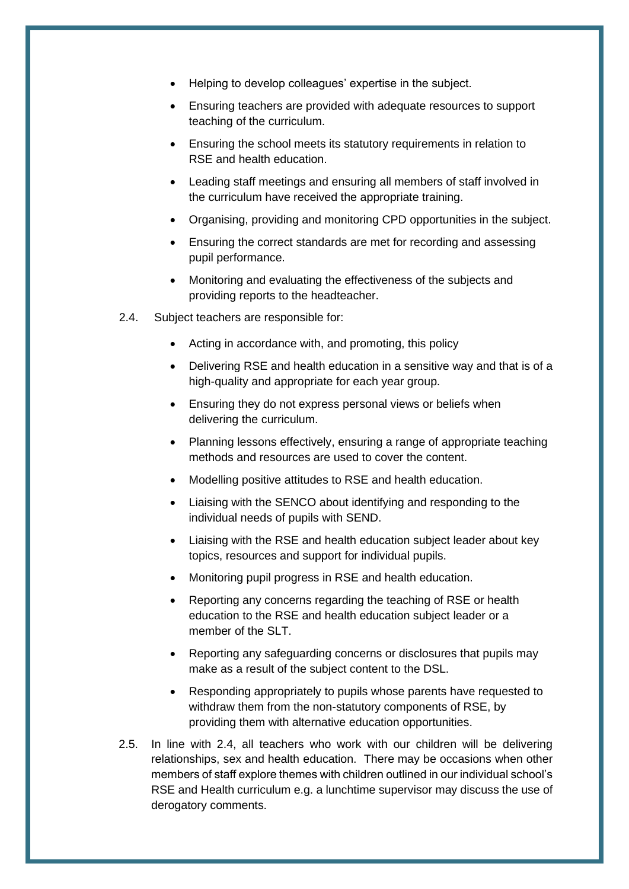- Helping to develop colleagues' expertise in the subject.
- Ensuring teachers are provided with adequate resources to support teaching of the curriculum.
- Ensuring the school meets its statutory requirements in relation to RSE and health education.
- Leading staff meetings and ensuring all members of staff involved in the curriculum have received the appropriate training.
- Organising, providing and monitoring CPD opportunities in the subject.
- Ensuring the correct standards are met for recording and assessing pupil performance.
- Monitoring and evaluating the effectiveness of the subjects and providing reports to the headteacher.

2.4. Subject teachers are responsible for:

- Acting in accordance with, and promoting, this policy
- Delivering RSE and health education in a sensitive way and that is of a high-quality and appropriate for each year group.
- Ensuring they do not express personal views or beliefs when delivering the curriculum.
- Planning lessons effectively, ensuring a range of appropriate teaching methods and resources are used to cover the content.
- Modelling positive attitudes to RSE and health education.
- Liaising with the SENCO about identifying and responding to the individual needs of pupils with SEND.
- Liaising with the RSE and health education subject leader about key topics, resources and support for individual pupils.
- Monitoring pupil progress in RSE and health education.
- Reporting any concerns regarding the teaching of RSE or health education to the RSE and health education subject leader or a member of the SLT.
- Reporting any safeguarding concerns or disclosures that pupils may make as a result of the subject content to the DSL.
- Responding appropriately to pupils whose parents have requested to withdraw them from the non-statutory components of RSE, by providing them with alternative education opportunities.

2.5. In line with 2.4, all teachers who work with our children will be delivering relationships, sex and health education. There may be occasions when other members of staff explore themes with children outlined in our individual school's RSE and Health curriculum e.g. a lunchtime supervisor may discuss the use of derogatory comments.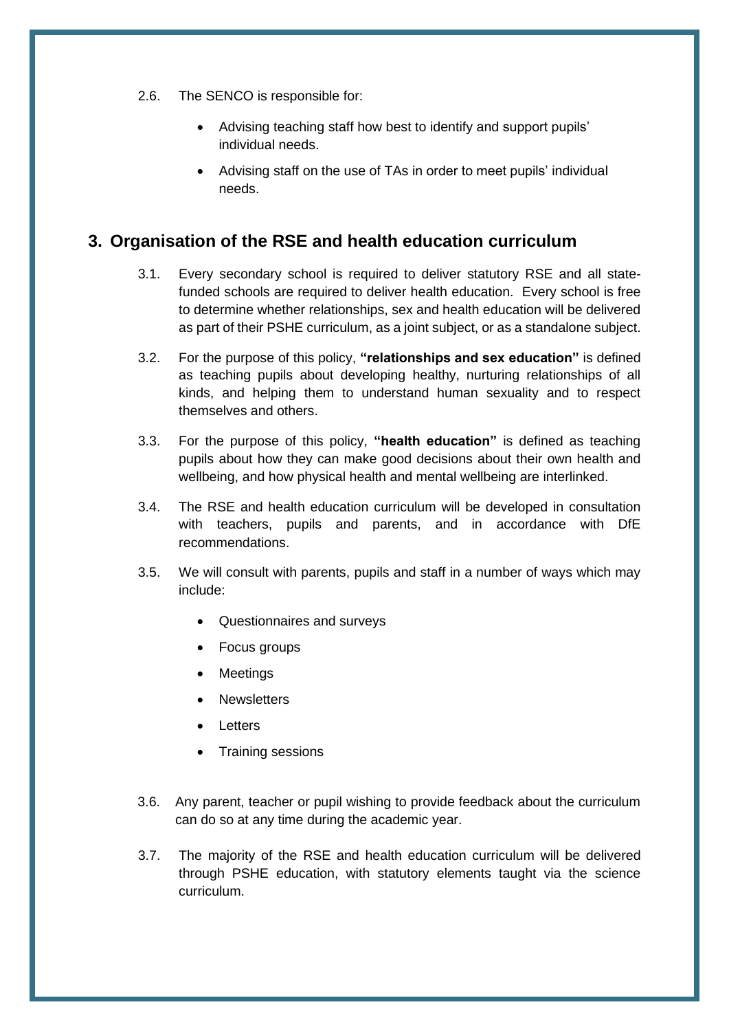2.6. The SENCO is responsible for:

- Advising teaching staff how best to identify and support pupils' individual needs.
- Advising staff on the use of TAs in order to meet pupils' individual needs.

## 3. Organisation of the RSE and health education curriculum

3.1. Every secondary school is required to deliver statutory RSE and all state-funded schools are required to deliver health education. Every school is free to determine whether relationships, sex and health education will be delivered as part of their PSHE curriculum, as a joint subject, or as a standalone subject.

3.2. For the purpose of this policy, **"relationships and sex education"** is defined as teaching pupils about developing healthy, nurturing relationships of all kinds, and helping them to understand human sexuality and to respect themselves and others.

3.3. For the purpose of this policy, **"health education"** is defined as teaching pupils about how they can make good decisions about their own health and wellbeing, and how physical health and mental wellbeing are interlinked.

3.4. The RSE and health education curriculum will be developed in consultation with teachers, pupils and parents, and in accordance with DfE recommendations.

3.5. We will consult with parents, pupils and staff in a number of ways which may include:

- Questionnaires and surveys
- Focus groups
- Meetings
- Newsletters
- Letters
- Training sessions

3.6. Any parent, teacher or pupil wishing to provide feedback about the curriculum can do so at any time during the academic year.

3.7. The majority of the RSE and health education curriculum will be delivered through PSHE education, with statutory elements taught via the science curriculum.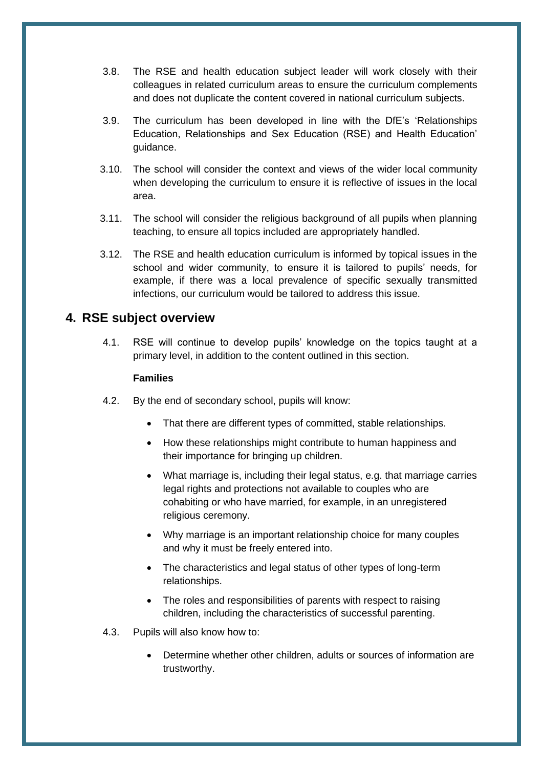3.8. The RSE and health education subject leader will work closely with their colleagues in related curriculum areas to ensure the curriculum complements and does not duplicate the content covered in national curriculum subjects.

3.9. The curriculum has been developed in line with the DfE's 'Relationships Education, Relationships and Sex Education (RSE) and Health Education' guidance.

3.10. The school will consider the context and views of the wider local community when developing the curriculum to ensure it is reflective of issues in the local area.

3.11. The school will consider the religious background of all pupils when planning teaching, to ensure all topics included are appropriately handled.

3.12. The RSE and health education curriculum is informed by topical issues in the school and wider community, to ensure it is tailored to pupils' needs, for example, if there was a local prevalence of specific sexually transmitted infections, our curriculum would be tailored to address this issue.

## 4. RSE subject overview

4.1. RSE will continue to develop pupils' knowledge on the topics taught at a primary level, in addition to the content outlined in this section.

**Families**

4.2. By the end of secondary school, pupils will know:

- That there are different types of committed, stable relationships.
- How these relationships might contribute to human happiness and their importance for bringing up children.
- What marriage is, including their legal status, e.g. that marriage carries legal rights and protections not available to couples who are cohabiting or who have married, for example, in an unregistered religious ceremony.
- Why marriage is an important relationship choice for many couples and why it must be freely entered into.
- The characteristics and legal status of other types of long-term relationships.
- The roles and responsibilities of parents with respect to raising children, including the characteristics of successful parenting.

4.3. Pupils will also know how to:

- Determine whether other children, adults or sources of information are trustworthy.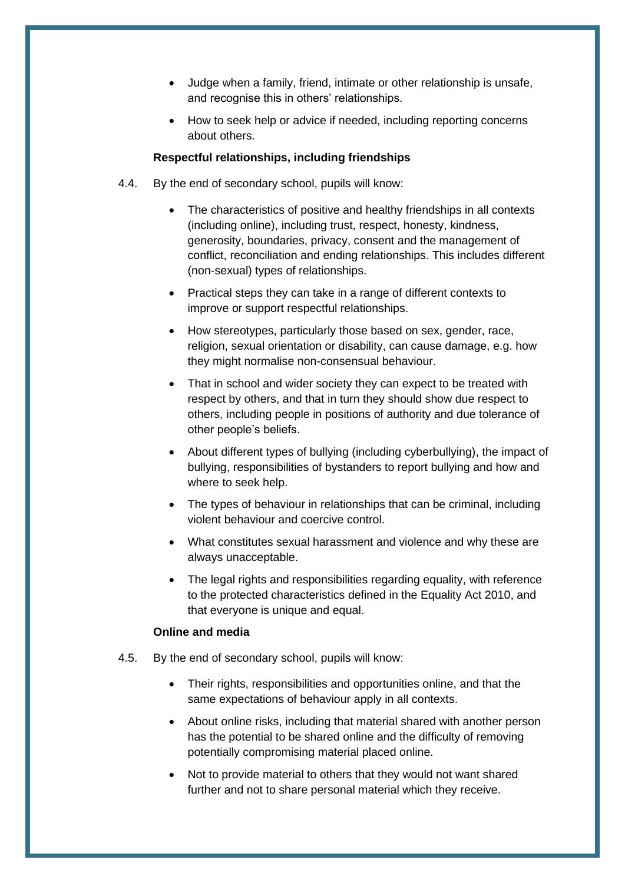- Judge when a family, friend, intimate or other relationship is unsafe, and recognise this in others' relationships.
- How to seek help or advice if needed, including reporting concerns about others.

**Respectful relationships, including friendships**

4.4. By the end of secondary school, pupils will know:

- The characteristics of positive and healthy friendships in all contexts (including online), including trust, respect, honesty, kindness, generosity, boundaries, privacy, consent and the management of conflict, reconciliation and ending relationships. This includes different (non-sexual) types of relationships.
- Practical steps they can take in a range of different contexts to improve or support respectful relationships.
- How stereotypes, particularly those based on sex, gender, race, religion, sexual orientation or disability, can cause damage, e.g. how they might normalise non-consensual behaviour.
- That in school and wider society they can expect to be treated with respect by others, and that in turn they should show due respect to others, including people in positions of authority and due tolerance of other people's beliefs.
- About different types of bullying (including cyberbullying), the impact of bullying, responsibilities of bystanders to report bullying and how and where to seek help.
- The types of behaviour in relationships that can be criminal, including violent behaviour and coercive control.
- What constitutes sexual harassment and violence and why these are always unacceptable.
- The legal rights and responsibilities regarding equality, with reference to the protected characteristics defined in the Equality Act 2010, and that everyone is unique and equal.

**Online and media**

4.5. By the end of secondary school, pupils will know:

- Their rights, responsibilities and opportunities online, and that the same expectations of behaviour apply in all contexts.
- About online risks, including that material shared with another person has the potential to be shared online and the difficulty of removing potentially compromising material placed online.
- Not to provide material to others that they would not want shared further and not to share personal material which they receive.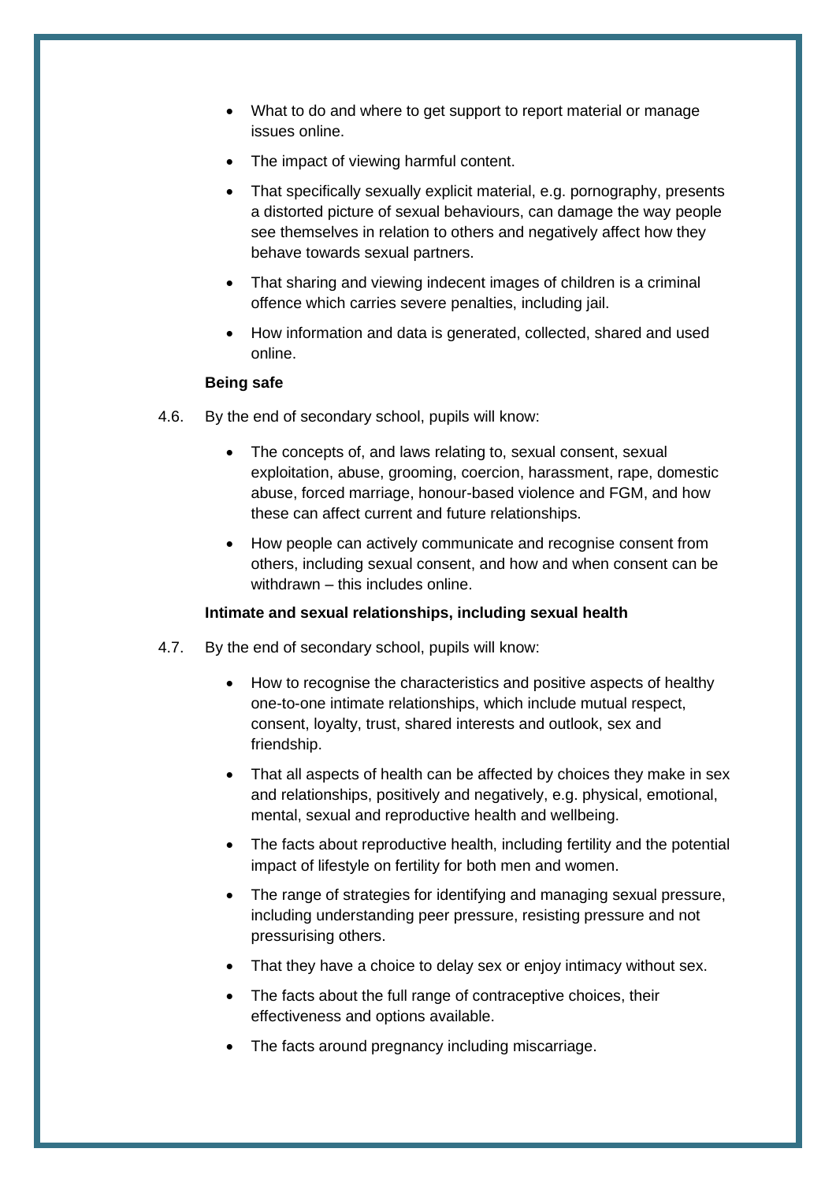- What to do and where to get support to report material or manage issues online.
- The impact of viewing harmful content.
- That specifically sexually explicit material, e.g. pornography, presents a distorted picture of sexual behaviours, can damage the way people see themselves in relation to others and negatively affect how they behave towards sexual partners.
- That sharing and viewing indecent images of children is a criminal offence which carries severe penalties, including jail.
- How information and data is generated, collected, shared and used online.

**Being safe**

4.6. By the end of secondary school, pupils will know:

- The concepts of, and laws relating to, sexual consent, sexual exploitation, abuse, grooming, coercion, harassment, rape, domestic abuse, forced marriage, honour-based violence and FGM, and how these can affect current and future relationships.
- How people can actively communicate and recognise consent from others, including sexual consent, and how and when consent can be withdrawn – this includes online.

**Intimate and sexual relationships, including sexual health**

4.7. By the end of secondary school, pupils will know:

- How to recognise the characteristics and positive aspects of healthy one-to-one intimate relationships, which include mutual respect, consent, loyalty, trust, shared interests and outlook, sex and friendship.
- That all aspects of health can be affected by choices they make in sex and relationships, positively and negatively, e.g. physical, emotional, mental, sexual and reproductive health and wellbeing.
- The facts about reproductive health, including fertility and the potential impact of lifestyle on fertility for both men and women.
- The range of strategies for identifying and managing sexual pressure, including understanding peer pressure, resisting pressure and not pressurising others.
- That they have a choice to delay sex or enjoy intimacy without sex.
- The facts about the full range of contraceptive choices, their effectiveness and options available.
- The facts around pregnancy including miscarriage.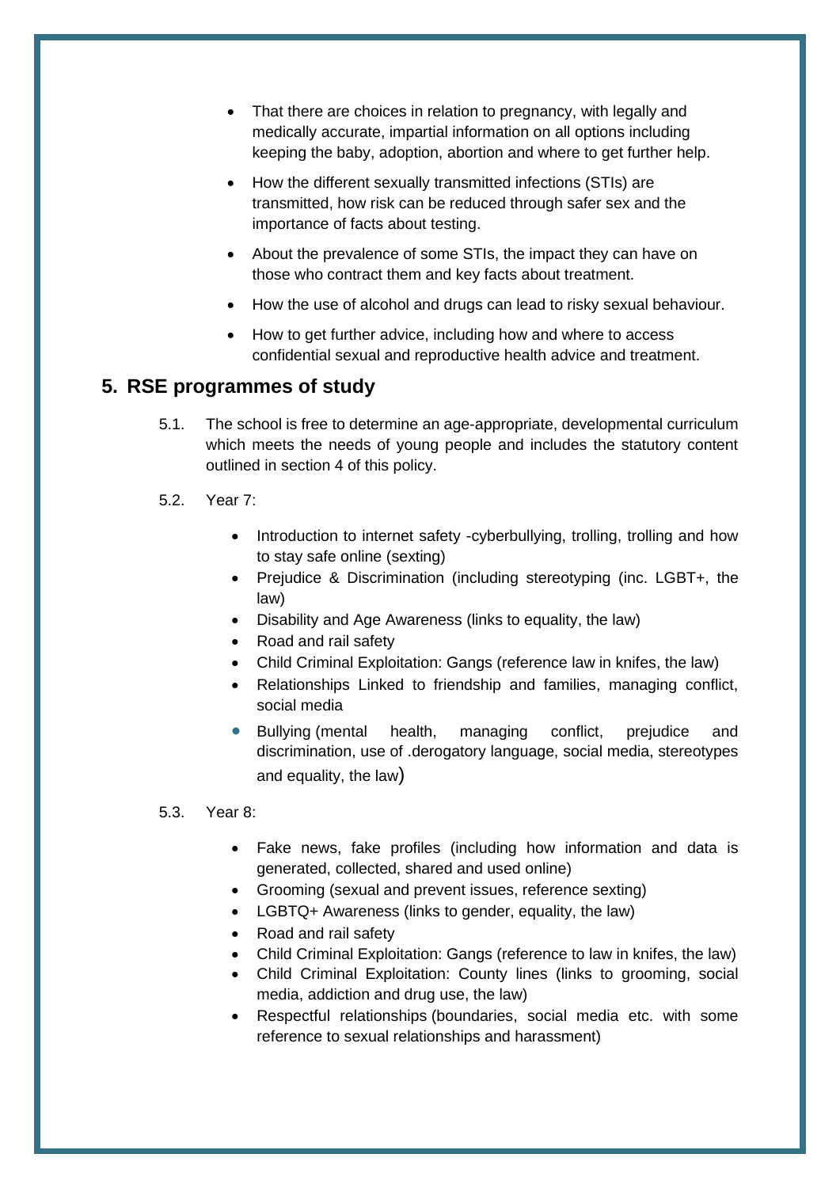- That there are choices in relation to pregnancy, with legally and medically accurate, impartial information on all options including keeping the baby, adoption, abortion and where to get further help.
- How the different sexually transmitted infections (STIs) are transmitted, how risk can be reduced through safer sex and the importance of facts about testing.
- About the prevalence of some STIs, the impact they can have on those who contract them and key facts about treatment.
- How the use of alcohol and drugs can lead to risky sexual behaviour.
- How to get further advice, including how and where to access confidential sexual and reproductive health advice and treatment.

## 5. RSE programmes of study

5.1. The school is free to determine an age-appropriate, developmental curriculum which meets the needs of young people and includes the statutory content outlined in section 4 of this policy.

5.2. Year 7:

- Introduction to internet safety -cyberbullying, trolling, trolling and how to stay safe online (sexting)
- Prejudice & Discrimination (including stereotyping (inc. LGBT+, the law)
- Disability and Age Awareness (links to equality, the law)
- Road and rail safety
- Child Criminal Exploitation: Gangs (reference law in knifes, the law)
- Relationships Linked to friendship and families, managing conflict, social media
- Bullying (mental health, managing conflict, prejudice and discrimination, use of .derogatory language, social media, stereotypes and equality, the law)

5.3. Year 8:

- Fake news, fake profiles (including how information and data is generated, collected, shared and used online)
- Grooming (sexual and prevent issues, reference sexting)
- LGBTQ+ Awareness (links to gender, equality, the law)
- Road and rail safety
- Child Criminal Exploitation: Gangs (reference to law in knifes, the law)
- Child Criminal Exploitation: County lines (links to grooming, social media, addiction and drug use, the law)
- Respectful relationships (boundaries, social media etc. with some reference to sexual relationships and harassment)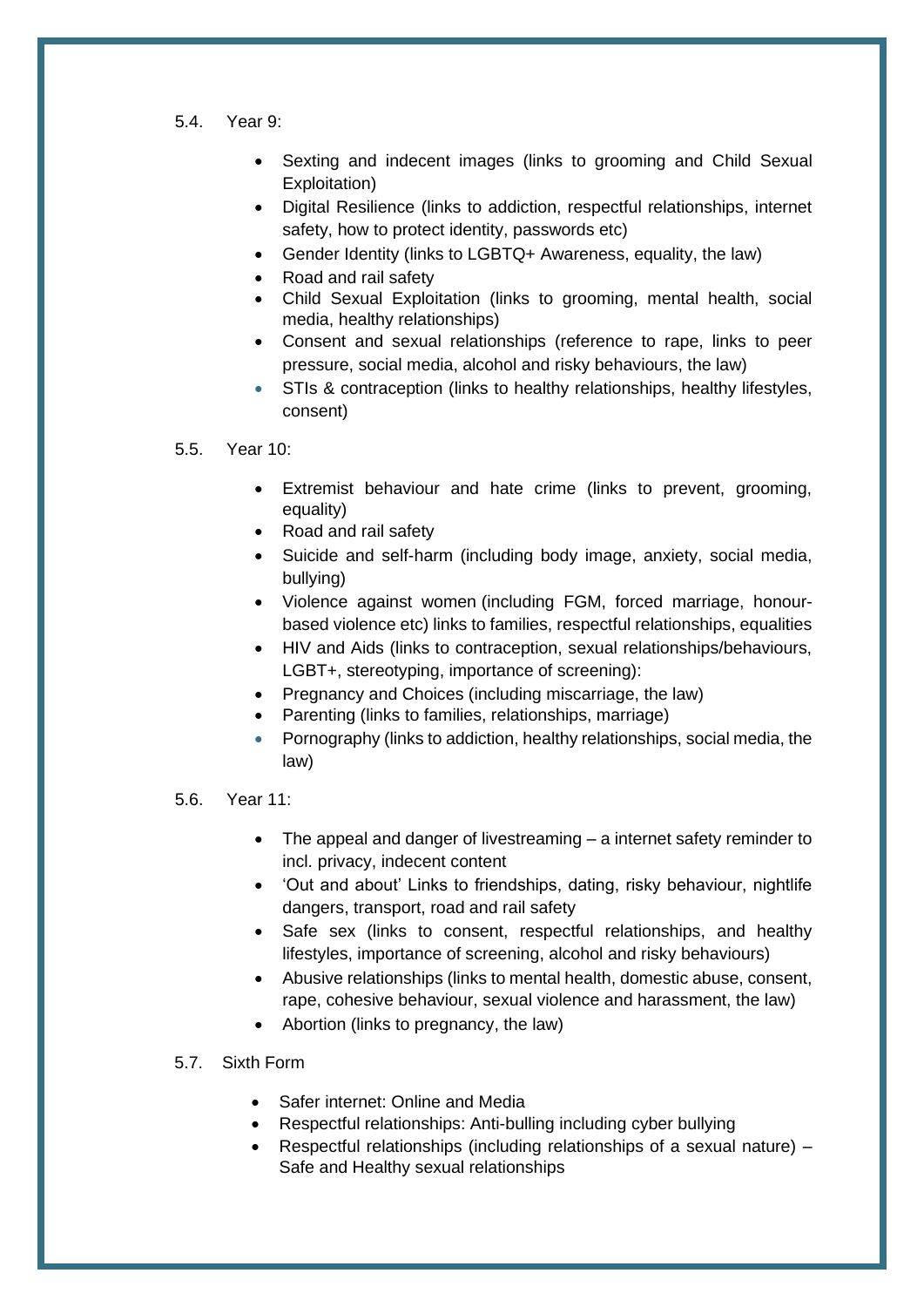5.4. Year 9:

- Sexting and indecent images (links to grooming and Child Sexual Exploitation)
- Digital Resilience (links to addiction, respectful relationships, internet safety, how to protect identity, passwords etc)
- Gender Identity (links to LGBTQ+ Awareness, equality, the law)
- Road and rail safety
- Child Sexual Exploitation (links to grooming, mental health, social media, healthy relationships)
- Consent and sexual relationships (reference to rape, links to peer pressure, social media, alcohol and risky behaviours, the law)
- STIs & contraception (links to healthy relationships, healthy lifestyles, consent)

5.5. Year 10:

- Extremist behaviour and hate crime (links to prevent, grooming, equality)
- Road and rail safety
- Suicide and self-harm (including body image, anxiety, social media, bullying)
- Violence against women (including FGM, forced marriage, honour-based violence etc) links to families, respectful relationships, equalities
- HIV and Aids (links to contraception, sexual relationships/behaviours, LGBT+, stereotyping, importance of screening):
- Pregnancy and Choices (including miscarriage, the law)
- Parenting (links to families, relationships, marriage)
- Pornography (links to addiction, healthy relationships, social media, the law)

5.6. Year 11:

- The appeal and danger of livestreaming – a internet safety reminder to incl. privacy, indecent content
- 'Out and about' Links to friendships, dating, risky behaviour, nightlife dangers, transport, road and rail safety
- Safe sex (links to consent, respectful relationships, and healthy lifestyles, importance of screening, alcohol and risky behaviours)
- Abusive relationships (links to mental health, domestic abuse, consent, rape, cohesive behaviour, sexual violence and harassment, the law)
- Abortion (links to pregnancy, the law)

5.7. Sixth Form

- Safer internet: Online and Media
- Respectful relationships: Anti-bulling including cyber bullying
- Respectful relationships (including relationships of a sexual nature) – Safe and Healthy sexual relationships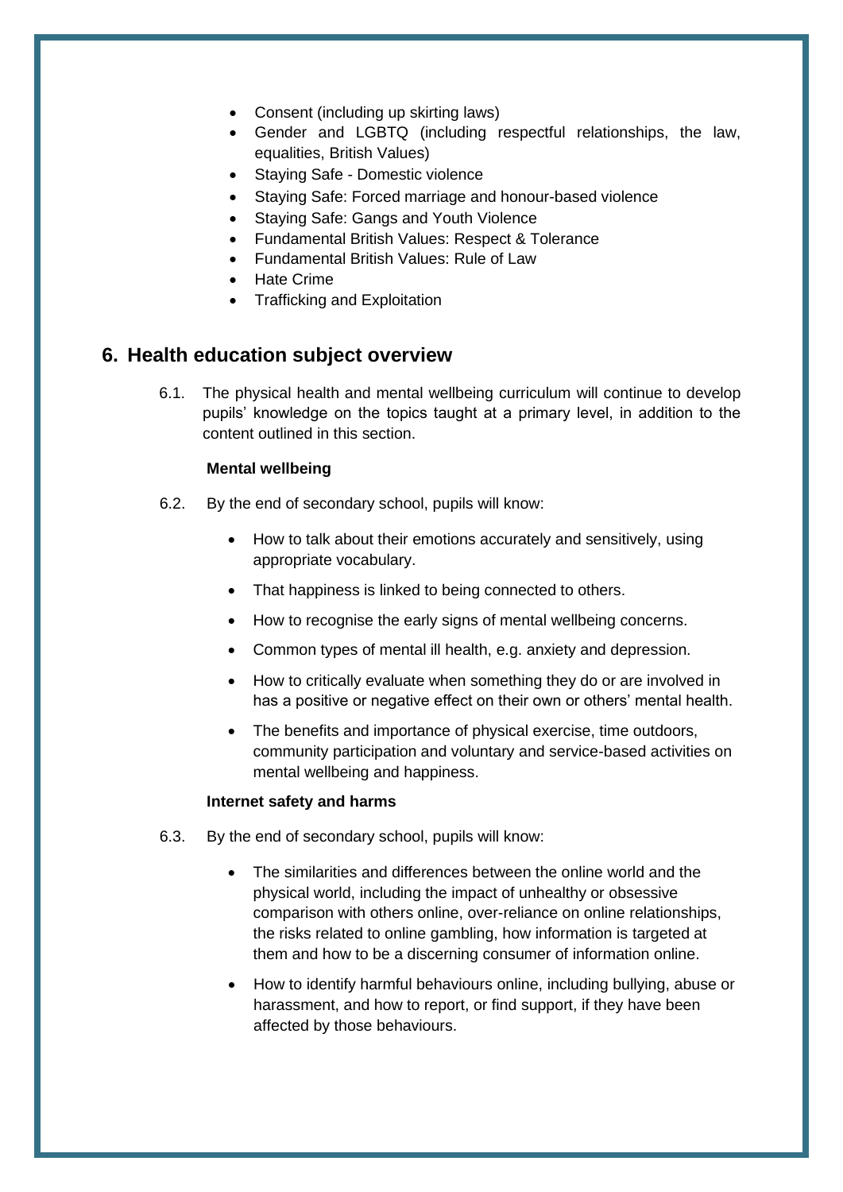- Consent (including up skirting laws)
- Gender and LGBTQ (including respectful relationships, the law, equalities, British Values)
- Staying Safe - Domestic violence
- Staying Safe: Forced marriage and honour-based violence
- Staying Safe: Gangs and Youth Violence
- Fundamental British Values: Respect & Tolerance
- Fundamental British Values: Rule of Law
- Hate Crime
- Trafficking and Exploitation

## 6. Health education subject overview

6.1. The physical health and mental wellbeing curriculum will continue to develop pupils' knowledge on the topics taught at a primary level, in addition to the content outlined in this section.

**Mental wellbeing**

6.2. By the end of secondary school, pupils will know:

- How to talk about their emotions accurately and sensitively, using appropriate vocabulary.
- That happiness is linked to being connected to others.
- How to recognise the early signs of mental wellbeing concerns.
- Common types of mental ill health, e.g. anxiety and depression.
- How to critically evaluate when something they do or are involved in has a positive or negative effect on their own or others' mental health.
- The benefits and importance of physical exercise, time outdoors, community participation and voluntary and service-based activities on mental wellbeing and happiness.

**Internet safety and harms**

6.3. By the end of secondary school, pupils will know:

- The similarities and differences between the online world and the physical world, including the impact of unhealthy or obsessive comparison with others online, over-reliance on online relationships, the risks related to online gambling, how information is targeted at them and how to be a discerning consumer of information online.
- How to identify harmful behaviours online, including bullying, abuse or harassment, and how to report, or find support, if they have been affected by those behaviours.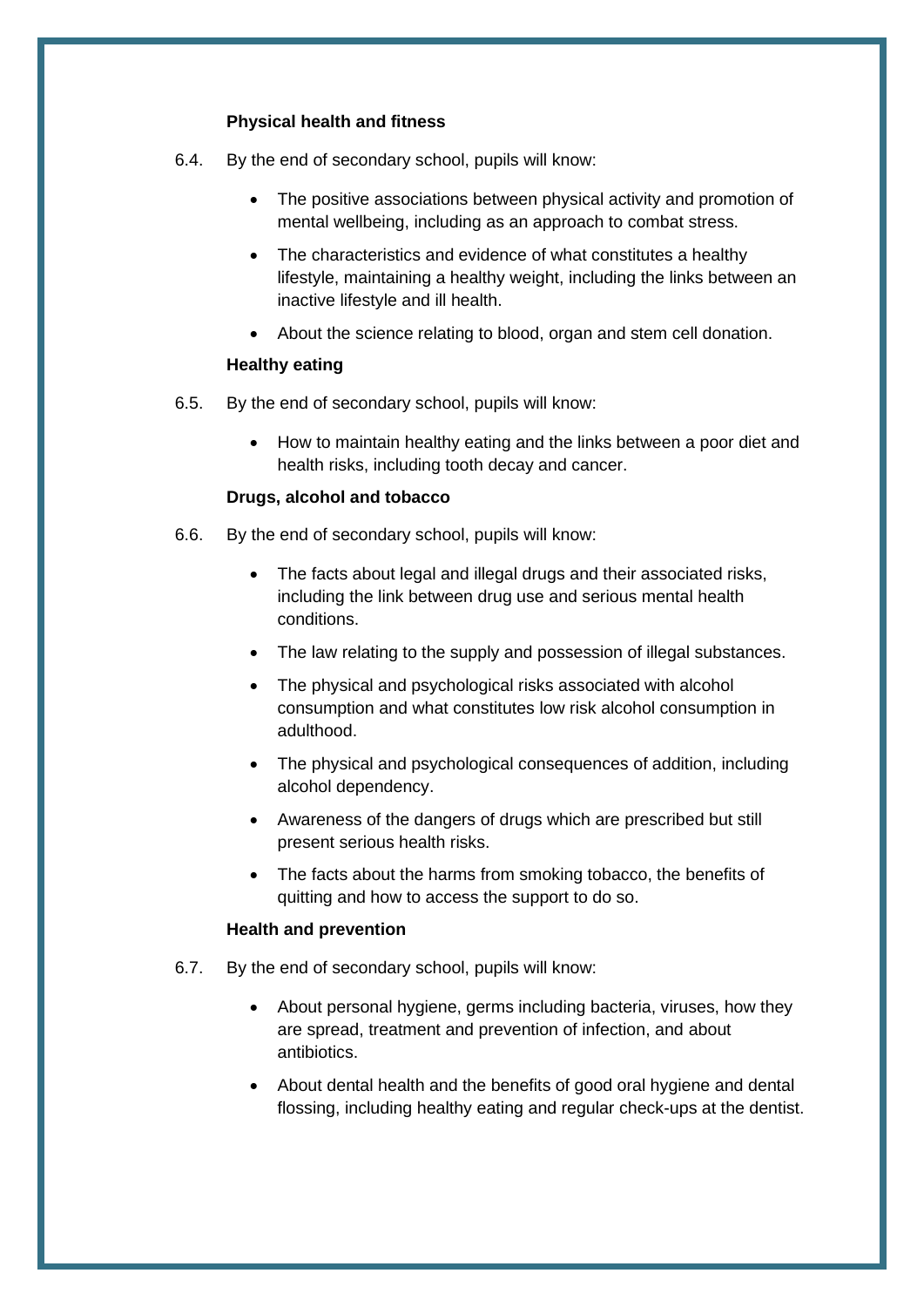**Physical health and fitness**

6.4. By the end of secondary school, pupils will know:

- The positive associations between physical activity and promotion of mental wellbeing, including as an approach to combat stress.
- The characteristics and evidence of what constitutes a healthy lifestyle, maintaining a healthy weight, including the links between an inactive lifestyle and ill health.
- About the science relating to blood, organ and stem cell donation.

**Healthy eating**

6.5. By the end of secondary school, pupils will know:

- How to maintain healthy eating and the links between a poor diet and health risks, including tooth decay and cancer.

**Drugs, alcohol and tobacco**

6.6. By the end of secondary school, pupils will know:

- The facts about legal and illegal drugs and their associated risks, including the link between drug use and serious mental health conditions.
- The law relating to the supply and possession of illegal substances.
- The physical and psychological risks associated with alcohol consumption and what constitutes low risk alcohol consumption in adulthood.
- The physical and psychological consequences of addition, including alcohol dependency.
- Awareness of the dangers of drugs which are prescribed but still present serious health risks.
- The facts about the harms from smoking tobacco, the benefits of quitting and how to access the support to do so.

**Health and prevention**

6.7. By the end of secondary school, pupils will know:

- About personal hygiene, germs including bacteria, viruses, how they are spread, treatment and prevention of infection, and about antibiotics.
- About dental health and the benefits of good oral hygiene and dental flossing, including healthy eating and regular check-ups at the dentist.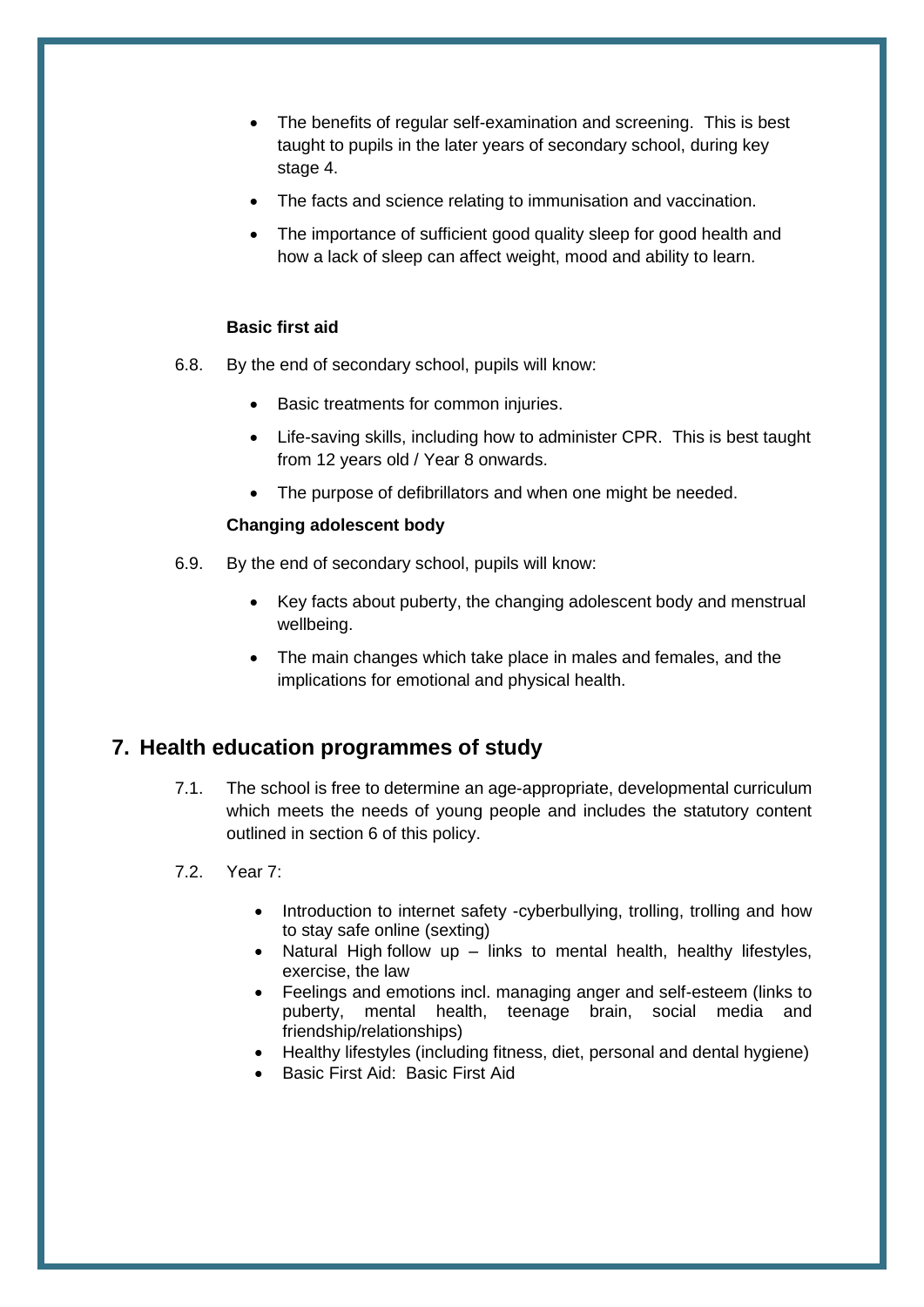- The benefits of regular self-examination and screening. This is best taught to pupils in the later years of secondary school, during key stage 4.
- The facts and science relating to immunisation and vaccination.
- The importance of sufficient good quality sleep for good health and how a lack of sleep can affect weight, mood and ability to learn.

**Basic first aid**

6.8. By the end of secondary school, pupils will know:

- Basic treatments for common injuries.
- Life-saving skills, including how to administer CPR. This is best taught from 12 years old / Year 8 onwards.
- The purpose of defibrillators and when one might be needed.

**Changing adolescent body**

6.9. By the end of secondary school, pupils will know:

- Key facts about puberty, the changing adolescent body and menstrual wellbeing.
- The main changes which take place in males and females, and the implications for emotional and physical health.

## 7. Health education programmes of study

7.1. The school is free to determine an age-appropriate, developmental curriculum which meets the needs of young people and includes the statutory content outlined in section 6 of this policy.

7.2. Year 7:

- Introduction to internet safety -cyberbullying, trolling, trolling and how to stay safe online (sexting)
- Natural High follow up – links to mental health, healthy lifestyles, exercise, the law
- Feelings and emotions incl. managing anger and self-esteem (links to puberty, mental health, teenage brain, social media and friendship/relationships)
- Healthy lifestyles (including fitness, diet, personal and dental hygiene)
- Basic First Aid: Basic First Aid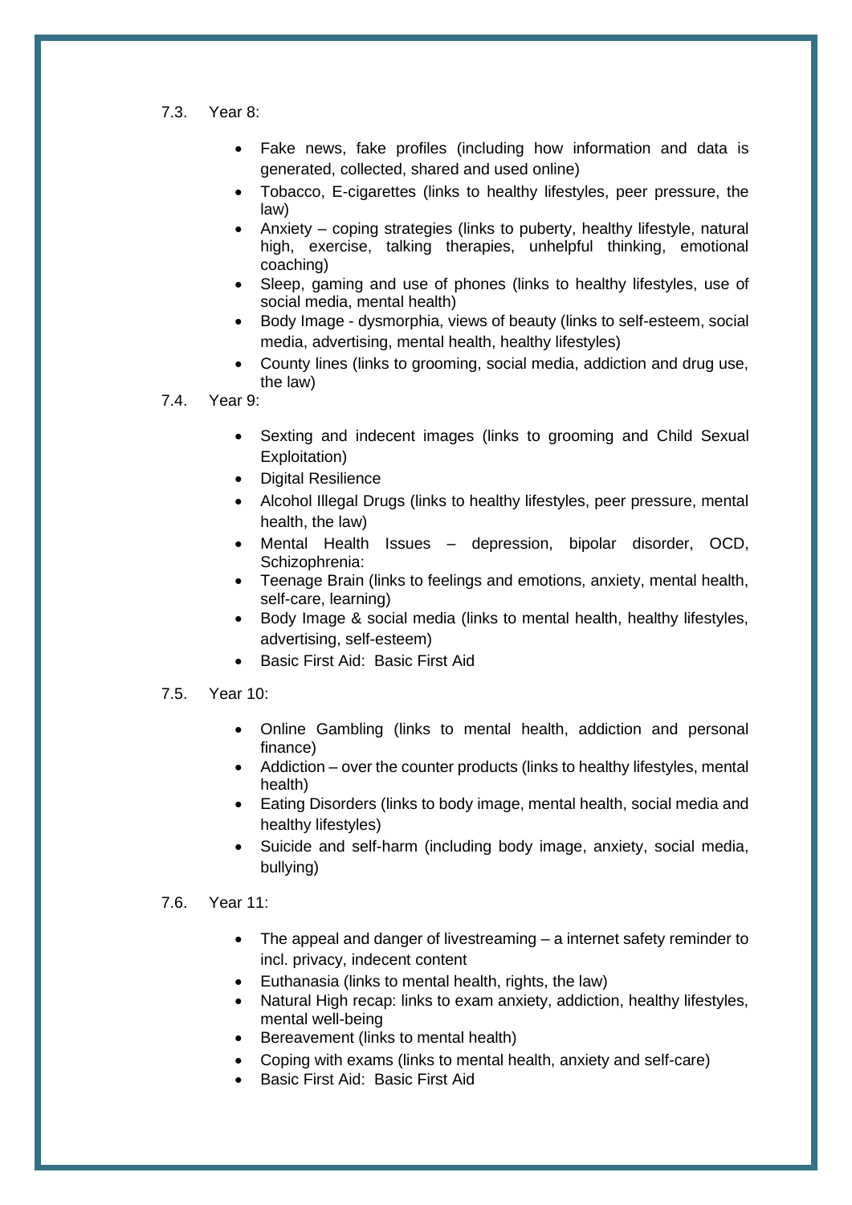7.3. Year 8:

- Fake news, fake profiles (including how information and data is generated, collected, shared and used online)
- Tobacco, E-cigarettes (links to healthy lifestyles, peer pressure, the law)
- Anxiety – coping strategies (links to puberty, healthy lifestyle, natural high, exercise, talking therapies, unhelpful thinking, emotional coaching)
- Sleep, gaming and use of phones (links to healthy lifestyles, use of social media, mental health)
- Body Image - dysmorphia, views of beauty (links to self-esteem, social media, advertising, mental health, healthy lifestyles)
- County lines (links to grooming, social media, addiction and drug use, the law)

7.4. Year 9:

- Sexting and indecent images (links to grooming and Child Sexual Exploitation)
- Digital Resilience
- Alcohol Illegal Drugs (links to healthy lifestyles, peer pressure, mental health, the law)
- Mental Health Issues – depression, bipolar disorder, OCD, Schizophrenia:
- Teenage Brain (links to feelings and emotions, anxiety, mental health, self-care, learning)
- Body Image & social media (links to mental health, healthy lifestyles, advertising, self-esteem)
- Basic First Aid: Basic First Aid

7.5. Year 10:

- Online Gambling (links to mental health, addiction and personal finance)
- Addiction – over the counter products (links to healthy lifestyles, mental health)
- Eating Disorders (links to body image, mental health, social media and healthy lifestyles)
- Suicide and self-harm (including body image, anxiety, social media, bullying)

7.6. Year 11:

- The appeal and danger of livestreaming – a internet safety reminder to incl. privacy, indecent content
- Euthanasia (links to mental health, rights, the law)
- Natural High recap: links to exam anxiety, addiction, healthy lifestyles, mental well-being
- Bereavement (links to mental health)
- Coping with exams (links to mental health, anxiety and self-care)
- Basic First Aid: Basic First Aid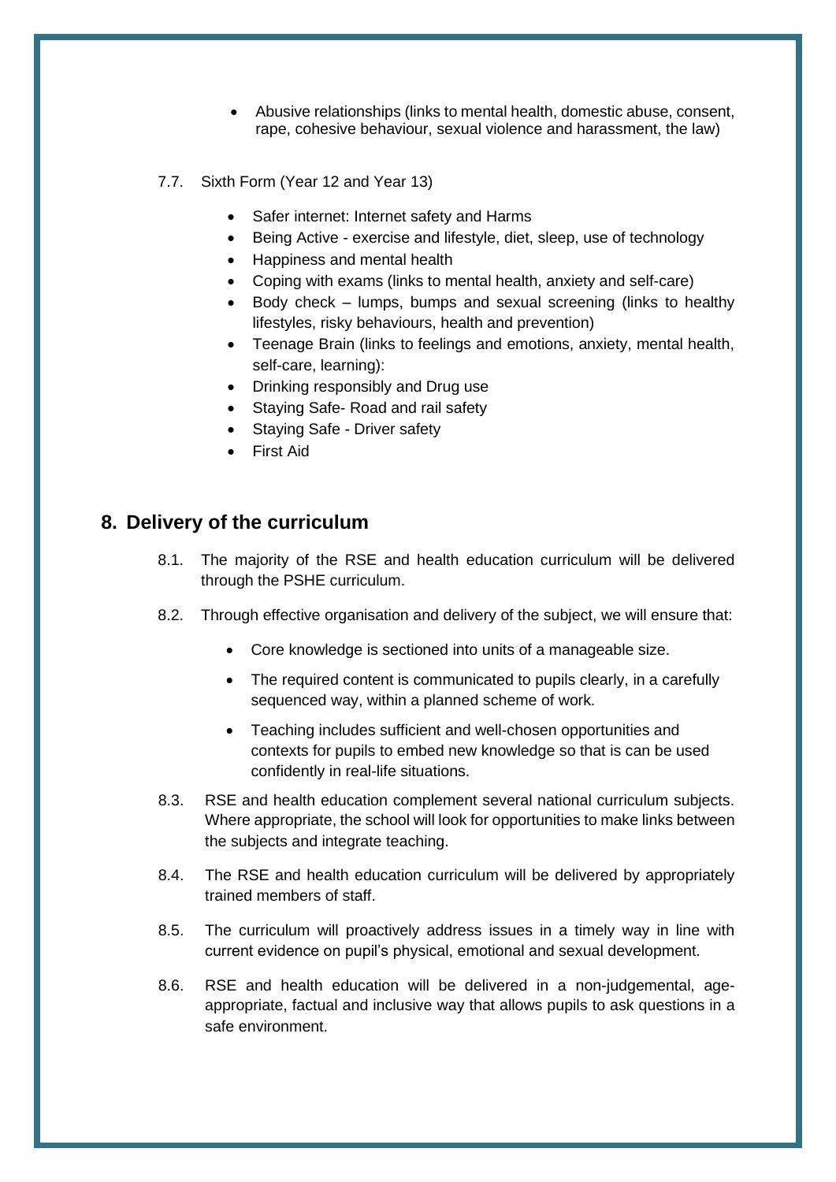- Abusive relationships (links to mental health, domestic abuse, consent, rape, cohesive behaviour, sexual violence and harassment, the law)

7.7. Sixth Form (Year 12 and Year 13)

- Safer internet: Internet safety and Harms
- Being Active - exercise and lifestyle, diet, sleep, use of technology
- Happiness and mental health
- Coping with exams (links to mental health, anxiety and self-care)
- Body check – lumps, bumps and sexual screening (links to healthy lifestyles, risky behaviours, health and prevention)
- Teenage Brain (links to feelings and emotions, anxiety, mental health, self-care, learning):
- Drinking responsibly and Drug use
- Staying Safe- Road and rail safety
- Staying Safe - Driver safety
- First Aid

## 8. Delivery of the curriculum

8.1. The majority of the RSE and health education curriculum will be delivered through the PSHE curriculum.

8.2. Through effective organisation and delivery of the subject, we will ensure that:

- Core knowledge is sectioned into units of a manageable size.
- The required content is communicated to pupils clearly, in a carefully sequenced way, within a planned scheme of work.
- Teaching includes sufficient and well-chosen opportunities and contexts for pupils to embed new knowledge so that is can be used confidently in real-life situations.

8.3. RSE and health education complement several national curriculum subjects. Where appropriate, the school will look for opportunities to make links between the subjects and integrate teaching.

8.4. The RSE and health education curriculum will be delivered by appropriately trained members of staff.

8.5. The curriculum will proactively address issues in a timely way in line with current evidence on pupil's physical, emotional and sexual development.

8.6. RSE and health education will be delivered in a non-judgemental, age-appropriate, factual and inclusive way that allows pupils to ask questions in a safe environment.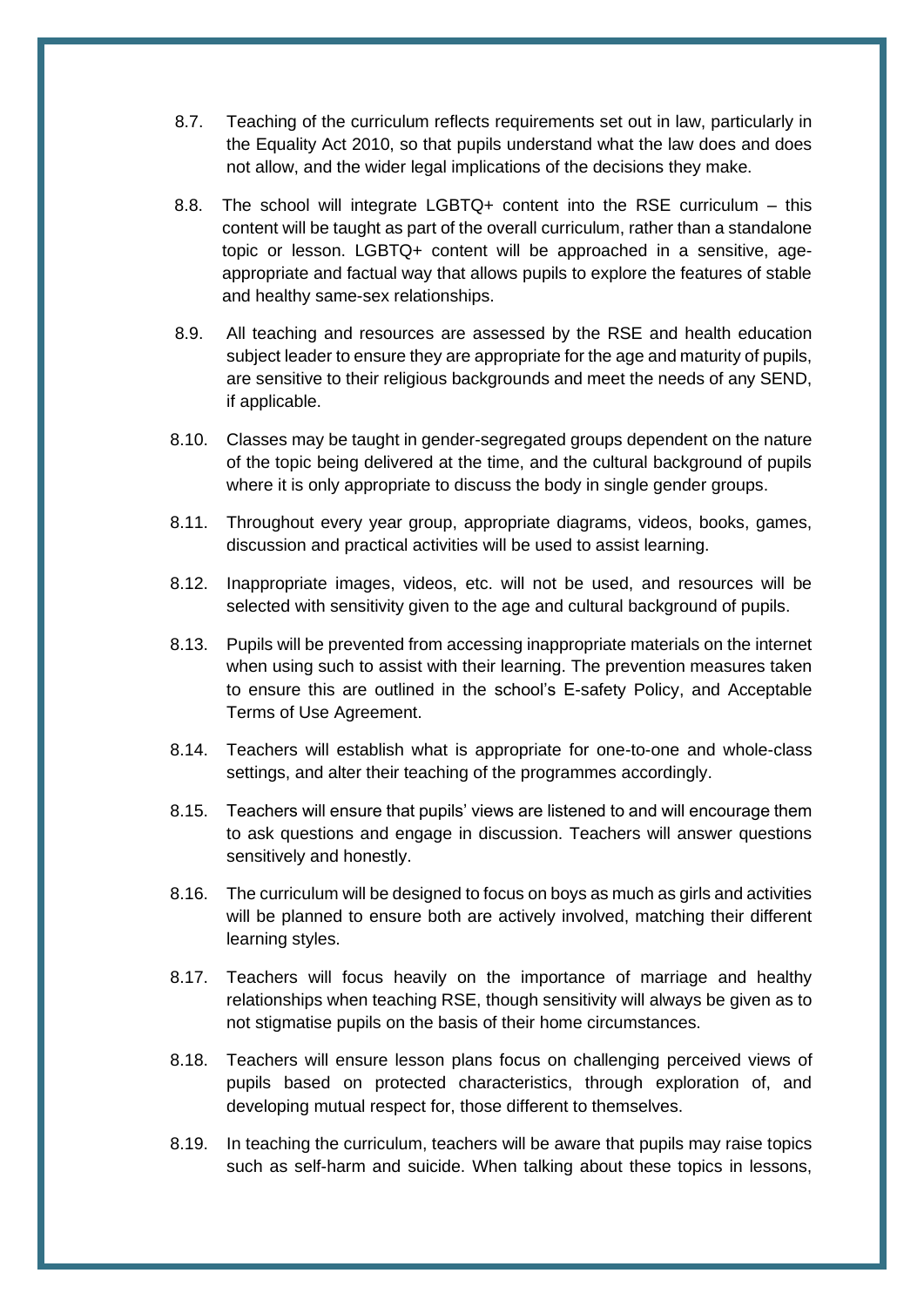8.7. Teaching of the curriculum reflects requirements set out in law, particularly in the Equality Act 2010, so that pupils understand what the law does and does not allow, and the wider legal implications of the decisions they make.

8.8. The school will integrate LGBTQ+ content into the RSE curriculum – this content will be taught as part of the overall curriculum, rather than a standalone topic or lesson. LGBTQ+ content will be approached in a sensitive, age-appropriate and factual way that allows pupils to explore the features of stable and healthy same-sex relationships.

8.9. All teaching and resources are assessed by the RSE and health education subject leader to ensure they are appropriate for the age and maturity of pupils, are sensitive to their religious backgrounds and meet the needs of any SEND, if applicable.

8.10. Classes may be taught in gender-segregated groups dependent on the nature of the topic being delivered at the time, and the cultural background of pupils where it is only appropriate to discuss the body in single gender groups.

8.11. Throughout every year group, appropriate diagrams, videos, books, games, discussion and practical activities will be used to assist learning.

8.12. Inappropriate images, videos, etc. will not be used, and resources will be selected with sensitivity given to the age and cultural background of pupils.

8.13. Pupils will be prevented from accessing inappropriate materials on the internet when using such to assist with their learning. The prevention measures taken to ensure this are outlined in the school's E-safety Policy, and Acceptable Terms of Use Agreement.

8.14. Teachers will establish what is appropriate for one-to-one and whole-class settings, and alter their teaching of the programmes accordingly.

8.15. Teachers will ensure that pupils' views are listened to and will encourage them to ask questions and engage in discussion. Teachers will answer questions sensitively and honestly.

8.16. The curriculum will be designed to focus on boys as much as girls and activities will be planned to ensure both are actively involved, matching their different learning styles.

8.17. Teachers will focus heavily on the importance of marriage and healthy relationships when teaching RSE, though sensitivity will always be given as to not stigmatise pupils on the basis of their home circumstances.

8.18. Teachers will ensure lesson plans focus on challenging perceived views of pupils based on protected characteristics, through exploration of, and developing mutual respect for, those different to themselves.

8.19. In teaching the curriculum, teachers will be aware that pupils may raise topics such as self-harm and suicide. When talking about these topics in lessons,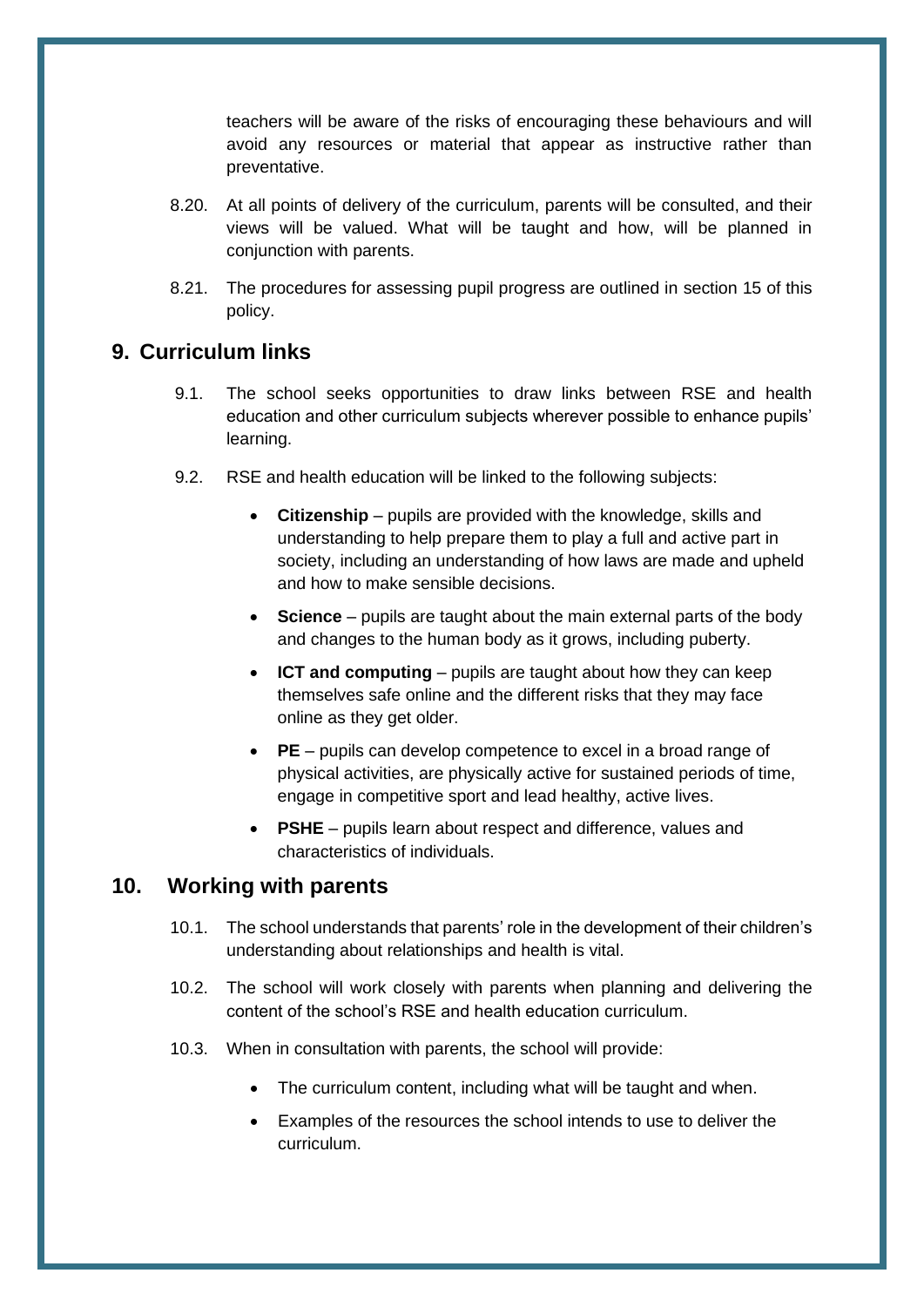teachers will be aware of the risks of encouraging these behaviours and will avoid any resources or material that appear as instructive rather than preventative.

8.20. At all points of delivery of the curriculum, parents will be consulted, and their views will be valued. What will be taught and how, will be planned in conjunction with parents.

8.21. The procedures for assessing pupil progress are outlined in section 15 of this policy.

## 9. Curriculum links

9.1. The school seeks opportunities to draw links between RSE and health education and other curriculum subjects wherever possible to enhance pupils' learning.

9.2. RSE and health education will be linked to the following subjects:

- **Citizenship** – pupils are provided with the knowledge, skills and understanding to help prepare them to play a full and active part in society, including an understanding of how laws are made and upheld and how to make sensible decisions.
- **Science** – pupils are taught about the main external parts of the body and changes to the human body as it grows, including puberty.
- **ICT and computing** – pupils are taught about how they can keep themselves safe online and the different risks that they may face online as they get older.
- **PE** – pupils can develop competence to excel in a broad range of physical activities, are physically active for sustained periods of time, engage in competitive sport and lead healthy, active lives.
- **PSHE** – pupils learn about respect and difference, values and characteristics of individuals.

## 10. Working with parents

10.1. The school understands that parents' role in the development of their children's understanding about relationships and health is vital.

10.2. The school will work closely with parents when planning and delivering the content of the school's RSE and health education curriculum.

10.3. When in consultation with parents, the school will provide:

- The curriculum content, including what will be taught and when.
- Examples of the resources the school intends to use to deliver the curriculum.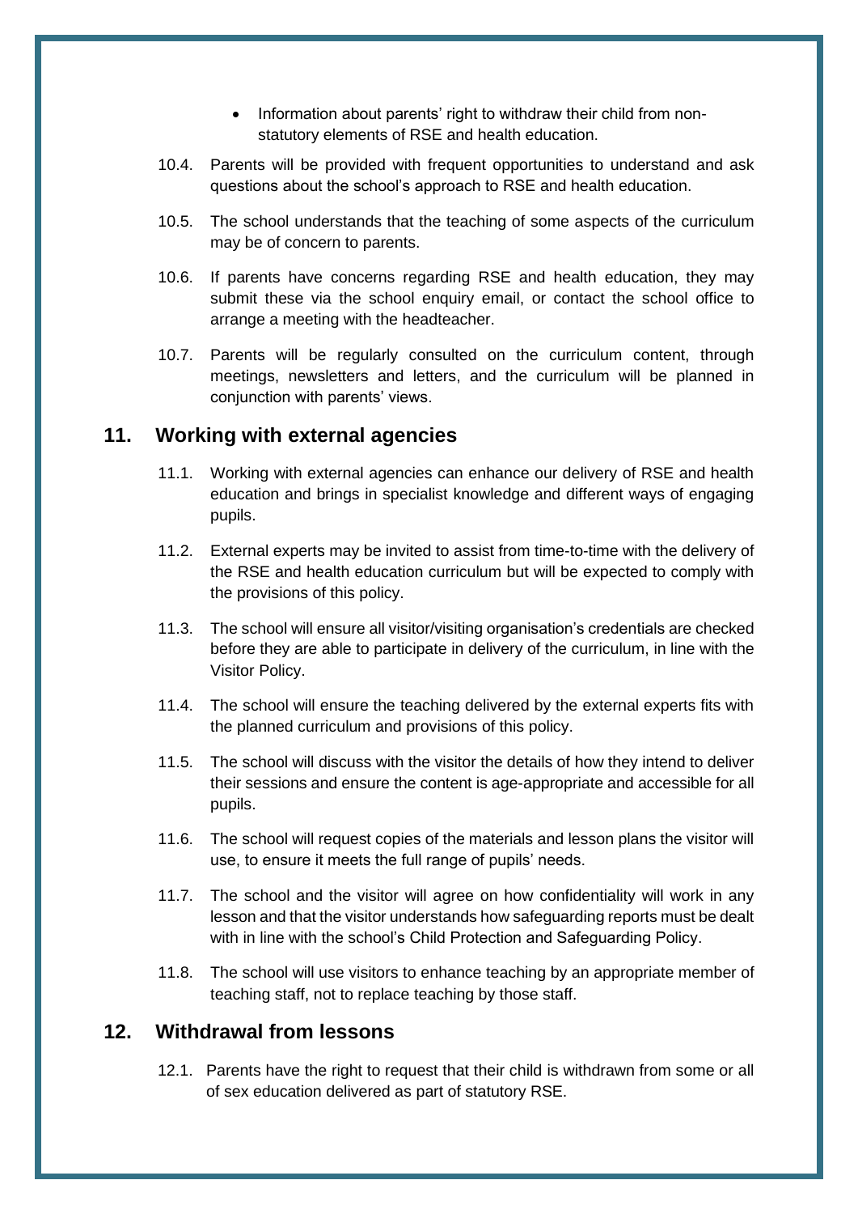- Information about parents' right to withdraw their child from non-statutory elements of RSE and health education.

10.4. Parents will be provided with frequent opportunities to understand and ask questions about the school's approach to RSE and health education.

10.5. The school understands that the teaching of some aspects of the curriculum may be of concern to parents.

10.6. If parents have concerns regarding RSE and health education, they may submit these via the school enquiry email, or contact the school office to arrange a meeting with the headteacher.

10.7. Parents will be regularly consulted on the curriculum content, through meetings, newsletters and letters, and the curriculum will be planned in conjunction with parents' views.

## 11. Working with external agencies

11.1. Working with external agencies can enhance our delivery of RSE and health education and brings in specialist knowledge and different ways of engaging pupils.

11.2. External experts may be invited to assist from time-to-time with the delivery of the RSE and health education curriculum but will be expected to comply with the provisions of this policy.

11.3. The school will ensure all visitor/visiting organisation's credentials are checked before they are able to participate in delivery of the curriculum, in line with the Visitor Policy.

11.4. The school will ensure the teaching delivered by the external experts fits with the planned curriculum and provisions of this policy.

11.5. The school will discuss with the visitor the details of how they intend to deliver their sessions and ensure the content is age-appropriate and accessible for all pupils.

11.6. The school will request copies of the materials and lesson plans the visitor will use, to ensure it meets the full range of pupils' needs.

11.7. The school and the visitor will agree on how confidentiality will work in any lesson and that the visitor understands how safeguarding reports must be dealt with in line with the school's Child Protection and Safeguarding Policy.

11.8. The school will use visitors to enhance teaching by an appropriate member of teaching staff, not to replace teaching by those staff.

## 12. Withdrawal from lessons

12.1. Parents have the right to request that their child is withdrawn from some or all of sex education delivered as part of statutory RSE.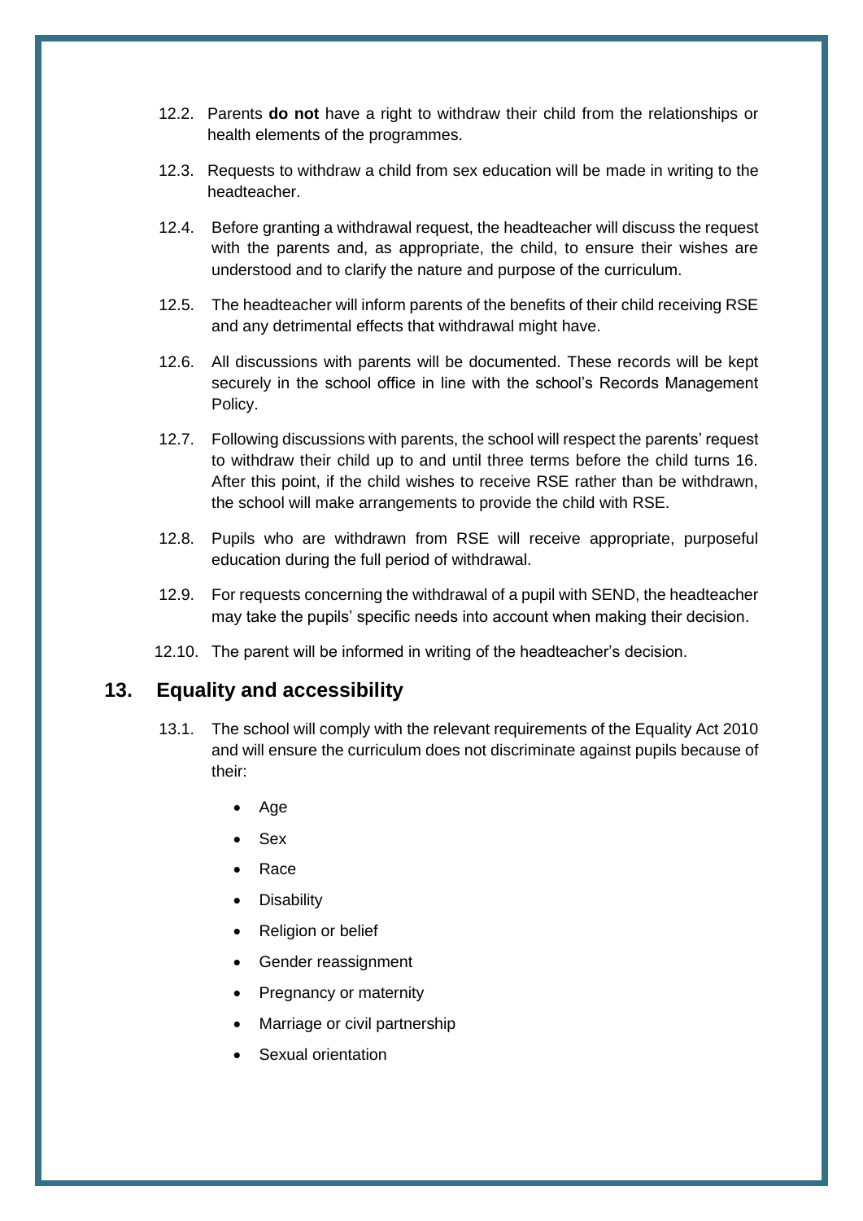12.2. Parents **do not** have a right to withdraw their child from the relationships or health elements of the programmes.

12.3. Requests to withdraw a child from sex education will be made in writing to the headteacher.

12.4. Before granting a withdrawal request, the headteacher will discuss the request with the parents and, as appropriate, the child, to ensure their wishes are understood and to clarify the nature and purpose of the curriculum.

12.5. The headteacher will inform parents of the benefits of their child receiving RSE and any detrimental effects that withdrawal might have.

12.6. All discussions with parents will be documented. These records will be kept securely in the school office in line with the school's Records Management Policy.

12.7. Following discussions with parents, the school will respect the parents' request to withdraw their child up to and until three terms before the child turns 16. After this point, if the child wishes to receive RSE rather than be withdrawn, the school will make arrangements to provide the child with RSE.

12.8. Pupils who are withdrawn from RSE will receive appropriate, purposeful education during the full period of withdrawal.

12.9. For requests concerning the withdrawal of a pupil with SEND, the headteacher may take the pupils' specific needs into account when making their decision.

12.10. The parent will be informed in writing of the headteacher's decision.

## 13. Equality and accessibility

13.1. The school will comply with the relevant requirements of the Equality Act 2010 and will ensure the curriculum does not discriminate against pupils because of their:

- Age
- Sex
- Race
- Disability
- Religion or belief
- Gender reassignment
- Pregnancy or maternity
- Marriage or civil partnership
- Sexual orientation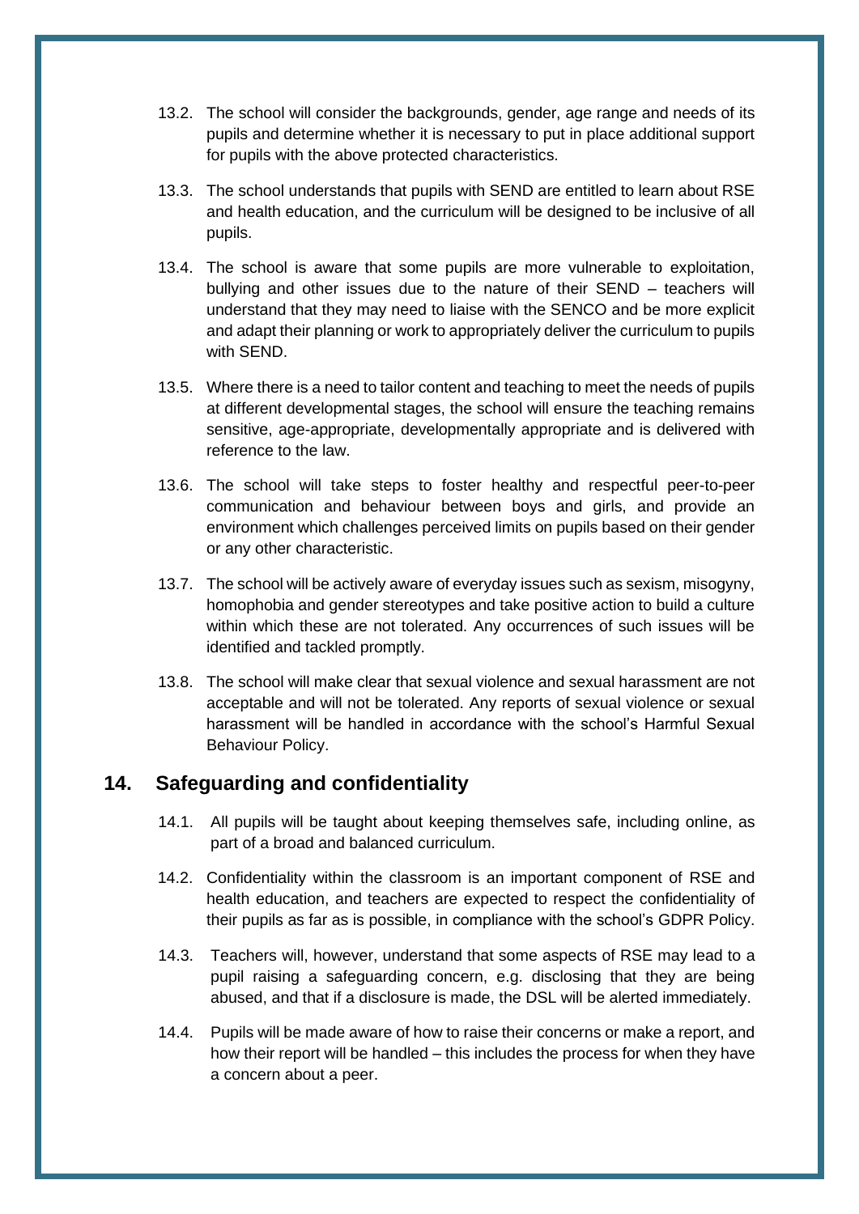13.2. The school will consider the backgrounds, gender, age range and needs of its pupils and determine whether it is necessary to put in place additional support for pupils with the above protected characteristics.

13.3. The school understands that pupils with SEND are entitled to learn about RSE and health education, and the curriculum will be designed to be inclusive of all pupils.

13.4. The school is aware that some pupils are more vulnerable to exploitation, bullying and other issues due to the nature of their SEND – teachers will understand that they may need to liaise with the SENCO and be more explicit and adapt their planning or work to appropriately deliver the curriculum to pupils with SEND.

13.5. Where there is a need to tailor content and teaching to meet the needs of pupils at different developmental stages, the school will ensure the teaching remains sensitive, age-appropriate, developmentally appropriate and is delivered with reference to the law.

13.6. The school will take steps to foster healthy and respectful peer-to-peer communication and behaviour between boys and girls, and provide an environment which challenges perceived limits on pupils based on their gender or any other characteristic.

13.7. The school will be actively aware of everyday issues such as sexism, misogyny, homophobia and gender stereotypes and take positive action to build a culture within which these are not tolerated. Any occurrences of such issues will be identified and tackled promptly.

13.8. The school will make clear that sexual violence and sexual harassment are not acceptable and will not be tolerated. Any reports of sexual violence or sexual harassment will be handled in accordance with the school's Harmful Sexual Behaviour Policy.

## 14. Safeguarding and confidentiality

14.1. All pupils will be taught about keeping themselves safe, including online, as part of a broad and balanced curriculum.

14.2. Confidentiality within the classroom is an important component of RSE and health education, and teachers are expected to respect the confidentiality of their pupils as far as is possible, in compliance with the school's GDPR Policy.

14.3. Teachers will, however, understand that some aspects of RSE may lead to a pupil raising a safeguarding concern, e.g. disclosing that they are being abused, and that if a disclosure is made, the DSL will be alerted immediately.

14.4. Pupils will be made aware of how to raise their concerns or make a report, and how their report will be handled – this includes the process for when they have a concern about a peer.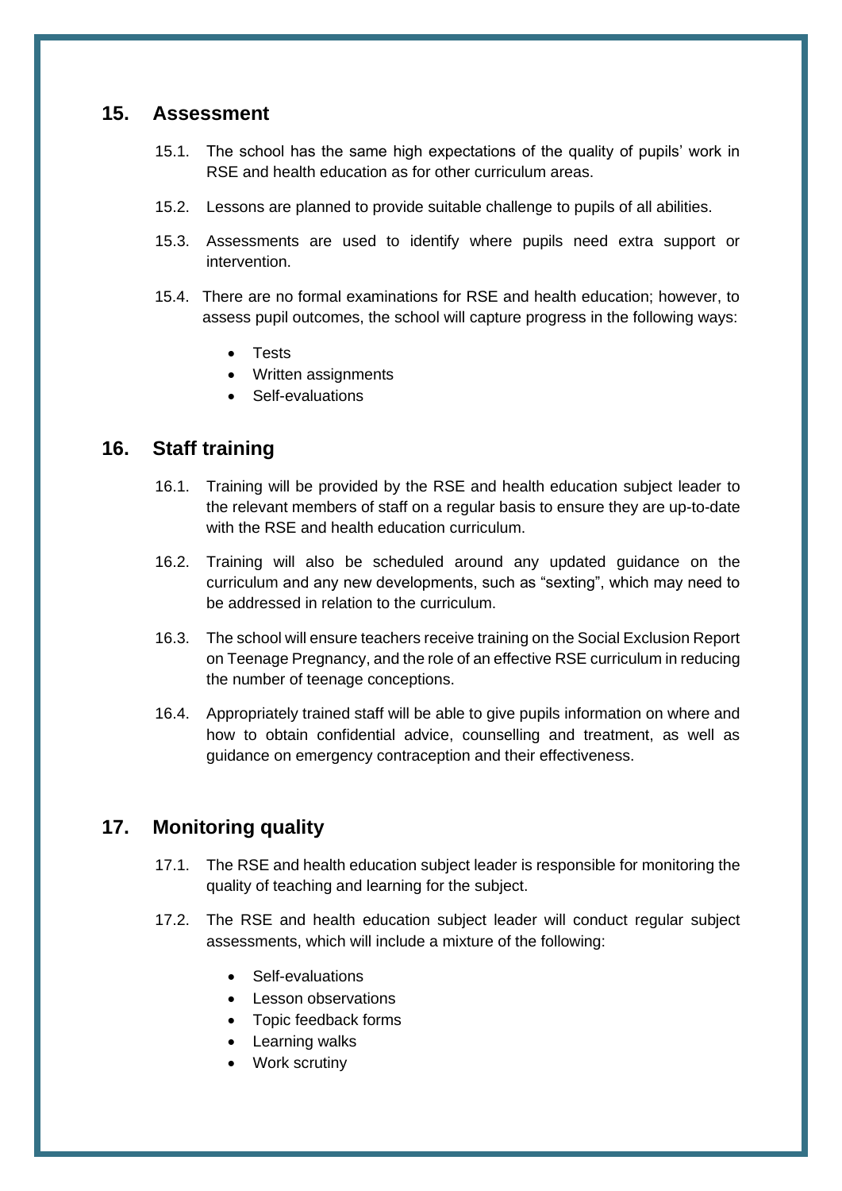## 15. Assessment

15.1. The school has the same high expectations of the quality of pupils' work in RSE and health education as for other curriculum areas.

15.2. Lessons are planned to provide suitable challenge to pupils of all abilities.

15.3. Assessments are used to identify where pupils need extra support or intervention.

15.4. There are no formal examinations for RSE and health education; however, to assess pupil outcomes, the school will capture progress in the following ways:

- Tests
- Written assignments
- Self-evaluations

## 16. Staff training

16.1. Training will be provided by the RSE and health education subject leader to the relevant members of staff on a regular basis to ensure they are up-to-date with the RSE and health education curriculum.

16.2. Training will also be scheduled around any updated guidance on the curriculum and any new developments, such as "sexting", which may need to be addressed in relation to the curriculum.

16.3. The school will ensure teachers receive training on the Social Exclusion Report on Teenage Pregnancy, and the role of an effective RSE curriculum in reducing the number of teenage conceptions.

16.4. Appropriately trained staff will be able to give pupils information on where and how to obtain confidential advice, counselling and treatment, as well as guidance on emergency contraception and their effectiveness.

## 17. Monitoring quality

17.1. The RSE and health education subject leader is responsible for monitoring the quality of teaching and learning for the subject.

17.2. The RSE and health education subject leader will conduct regular subject assessments, which will include a mixture of the following:

- Self-evaluations
- Lesson observations
- Topic feedback forms
- Learning walks
- Work scrutiny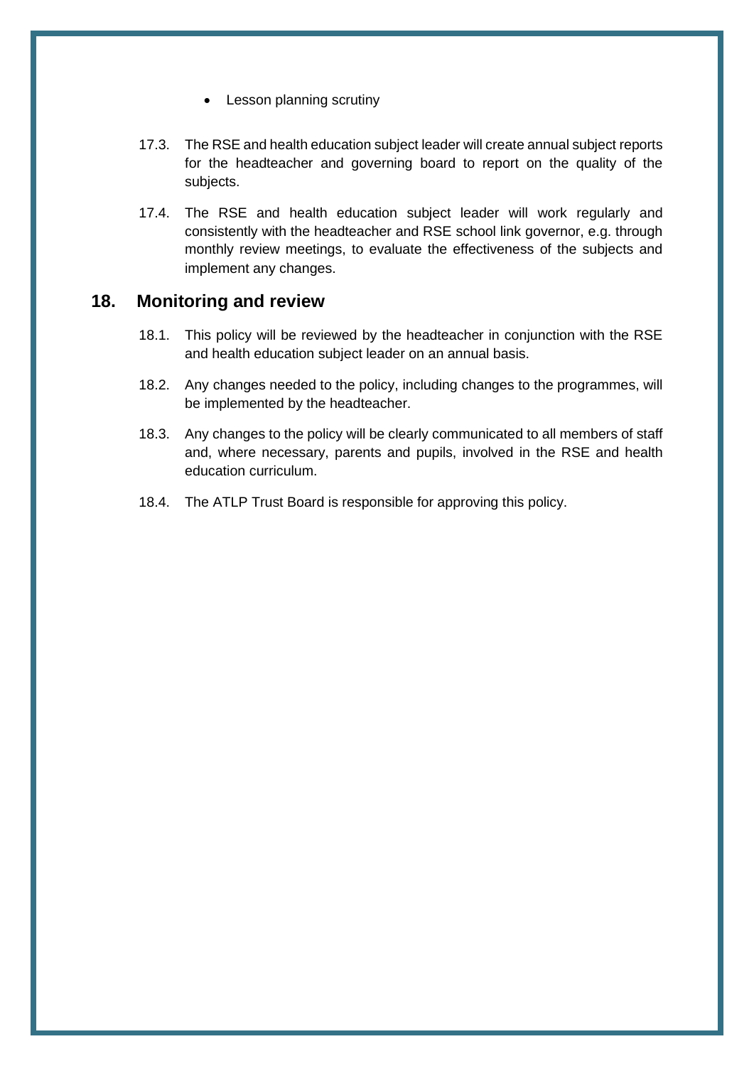- Lesson planning scrutiny

17.3. The RSE and health education subject leader will create annual subject reports for the headteacher and governing board to report on the quality of the subjects.

17.4. The RSE and health education subject leader will work regularly and consistently with the headteacher and RSE school link governor, e.g. through monthly review meetings, to evaluate the effectiveness of the subjects and implement any changes.

## 18. Monitoring and review

18.1. This policy will be reviewed by the headteacher in conjunction with the RSE and health education subject leader on an annual basis.

18.2. Any changes needed to the policy, including changes to the programmes, will be implemented by the headteacher.

18.3. Any changes to the policy will be clearly communicated to all members of staff and, where necessary, parents and pupils, involved in the RSE and health education curriculum.

18.4. The ATLP Trust Board is responsible for approving this policy.